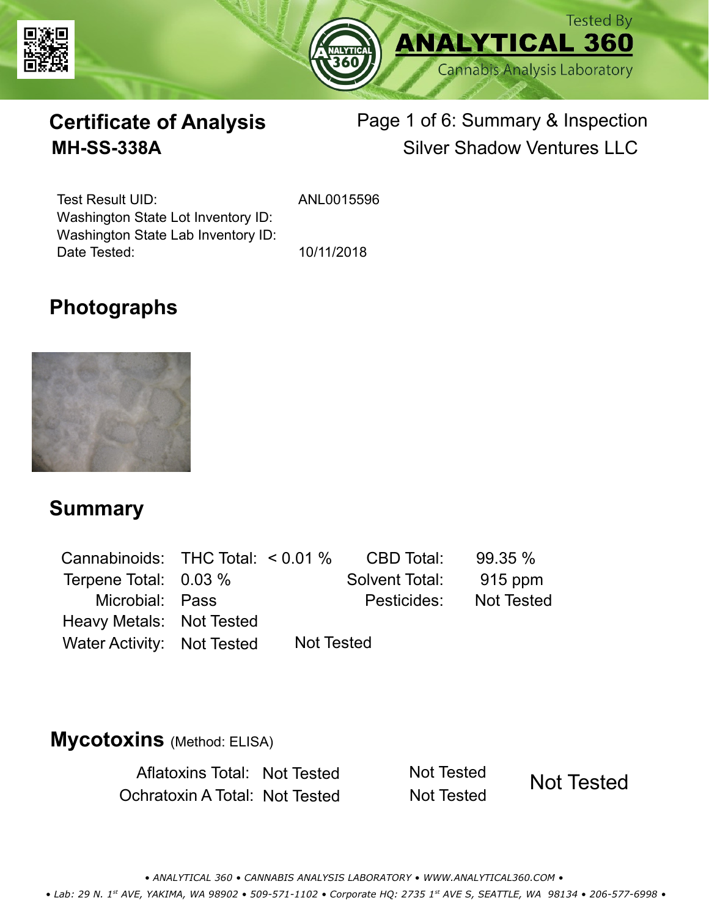Tested By
**ANALYTICAL 360**
Cannabis Analysis Laboratory

# Certificate of Analysis

## MH-SS-338A

Page 1 of 6: Summary & Inspection
Silver Shadow Ventures LLC

| | |
|---|---|
| Test Result UID: | ANL0015596 |
| Washington State Lot Inventory ID: | |
| Washington State Lab Inventory ID: | |
| Date Tested: | 10/11/2018 |

## Photographs

## Summary

| | | | |
|---|---|---|---|
| Cannabinoids: | THC Total: < 0.01 % | CBD Total: | 99.35 % |
| Terpene Total: | 0.03 % | Solvent Total: | 915 ppm |
| Microbial: | Pass | Pesticides: | Not Tested |
| Heavy Metals: | Not Tested | | |
| Water Activity: | Not Tested | Not Tested | |

## Mycotoxins (Method: ELISA)

| | | | |
|---|---|---|---|
| Aflatoxins Total: | Not Tested | Not Tested | Not Tested |
| Ochratoxin A Total: | Not Tested | Not Tested | |

• ANALYTICAL 360 • CANNABIS ANALYSIS LABORATORY • WWW.ANALYTICAL360.COM •

• Lab: 29 N. 1st AVE, YAKIMA, WA 98902 • 509-571-1102 • Corporate HQ: 2735 1st AVE S, SEATTLE, WA 98134 • 206-577-6998 •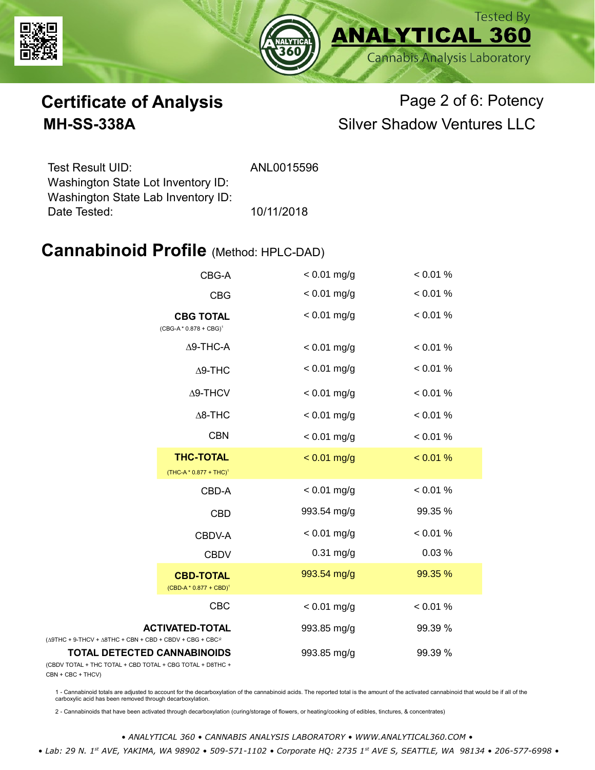Tested By **ANALYTICAL 360** Cannabis Analysis Laboratory

# Certificate of Analysis

**MH-SS-338A**

Page 2 of 6: Potency

Silver Shadow Ventures LLC

Test Result UID: ANL0015596
Washington State Lot Inventory ID:
Washington State Lab Inventory ID:
Date Tested: 10/11/2018

## Cannabinoid Profile (Method: HPLC-DAD)

| Cannabinoid | mg/g | % |
|---|---|---|
| CBG-A | < 0.01 mg/g | < 0.01 % |
| CBG | < 0.01 mg/g | < 0.01 % |
| **CBG TOTAL** (CBG-A * 0.878 + CBG)[1] | < 0.01 mg/g | < 0.01 % |
| ∆9-THC-A | < 0.01 mg/g | < 0.01 % |
| ∆9-THC | < 0.01 mg/g | < 0.01 % |
| ∆9-THCV | < 0.01 mg/g | < 0.01 % |
| ∆8-THC | < 0.01 mg/g | < 0.01 % |
| CBN | < 0.01 mg/g | < 0.01 % |
| **THC-TOTAL** (THC-A * 0.877 + THC)[1] | < 0.01 mg/g | < 0.01 % |
| CBD-A | < 0.01 mg/g | < 0.01 % |
| CBD | 993.54 mg/g | 99.35 % |
| CBDV-A | < 0.01 mg/g | < 0.01 % |
| CBDV | 0.31 mg/g | 0.03 % |
| **CBD-TOTAL** (CBD-A * 0.877 + CBD)[1] | 993.54 mg/g | 99.35 % |
| CBC | < 0.01 mg/g | < 0.01 % |
| **ACTIVATED-TOTAL** (∆9THC + 9-THCV + ∆8THC + CBN + CBD + CBDV + CBG + CBC)[2] | 993.85 mg/g | 99.39 % |
| **TOTAL DETECTED CANNABINOIDS** (CBDV TOTAL + THC TOTAL + CBD TOTAL + CBG TOTAL + D8THC + CBN + CBC + THCV) | 993.85 mg/g | 99.39 % |

1 - Cannabinoid totals are adjusted to account for the decarboxylation of the cannabinoid acids. The reported total is the amount of the activated cannabinoid that would be if all of the carboxylic acid has been removed through decarboxylation.

2 - Cannabinoids that have been activated through decarboxylation (curing/storage of flowers, or heating/cooking of edibles, tinctures, & concentrates)

*• ANALYTICAL 360 • CANNABIS ANALYSIS LABORATORY • WWW.ANALYTICAL360.COM •*

*• Lab: 29 N. 1st AVE, YAKIMA, WA 98902 • 509-571-1102 • Corporate HQ: 2735 1st AVE S, SEATTLE, WA 98134 • 206-577-6998 •*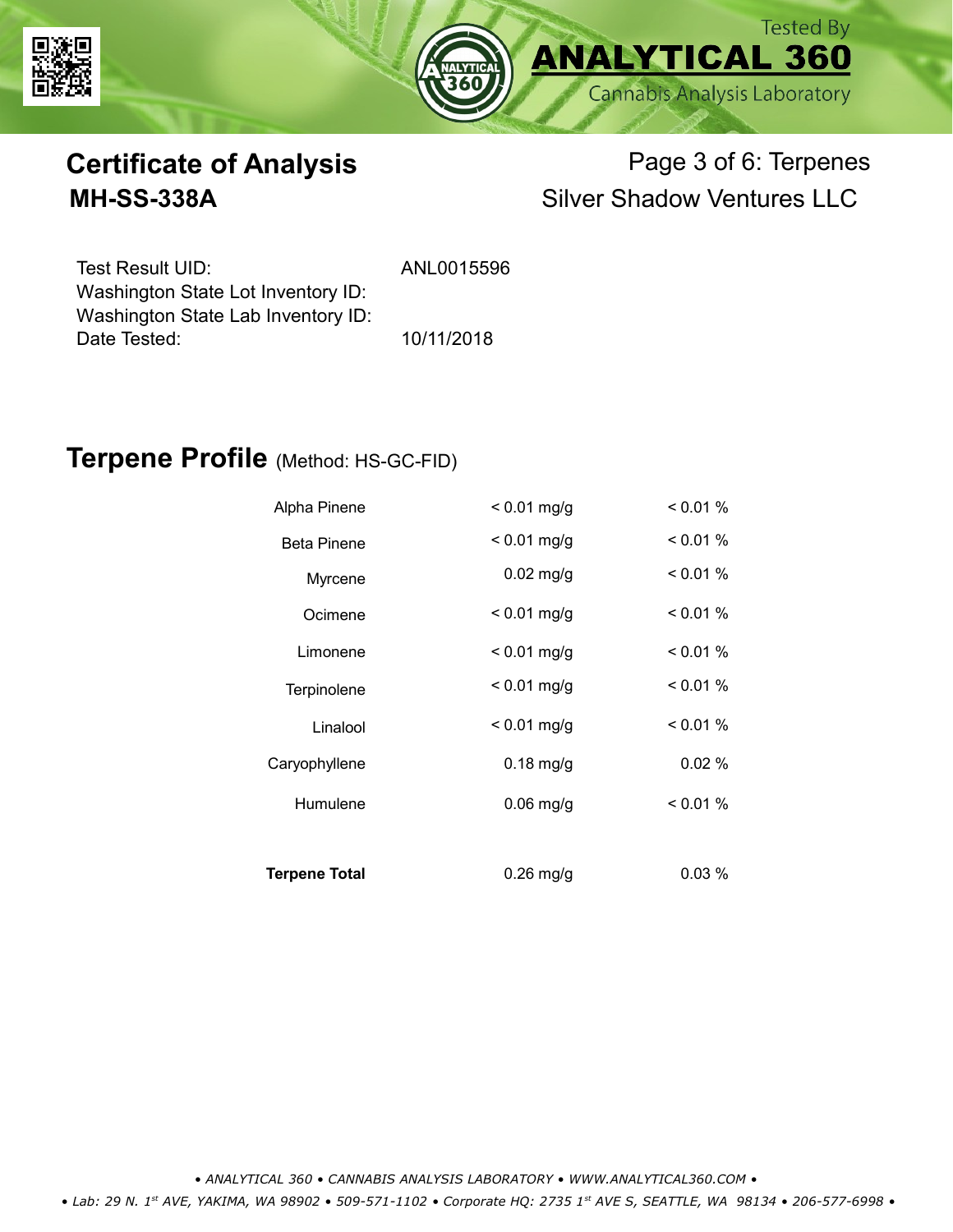Tested By
**ANALYTICAL 360**
Cannabis Analysis Laboratory

# Certificate of Analysis

## MH-SS-338A

Page 3 of 6: Terpenes

Silver Shadow Ventures LLC

| | |
|---|---|
| Test Result UID: | ANL0015596 |
| Washington State Lot Inventory ID: | |
| Washington State Lab Inventory ID: | |
| Date Tested: | 10/11/2018 |

## Terpene Profile (Method: HS-GC-FID)

| Terpene | mg/g | % |
|---|---|---|
| Alpha Pinene | < 0.01 mg/g | < 0.01 % |
| Beta Pinene | < 0.01 mg/g | < 0.01 % |
| Myrcene | 0.02 mg/g | < 0.01 % |
| Ocimene | < 0.01 mg/g | < 0.01 % |
| Limonene | < 0.01 mg/g | < 0.01 % |
| Terpinolene | < 0.01 mg/g | < 0.01 % |
| Linalool | < 0.01 mg/g | < 0.01 % |
| Caryophyllene | 0.18 mg/g | 0.02 % |
| Humulene | 0.06 mg/g | < 0.01 % |
| **Terpene Total** | 0.26 mg/g | 0.03 % |

*• ANALYTICAL 360 • CANNABIS ANALYSIS LABORATORY • WWW.ANALYTICAL360.COM •*

*• Lab: 29 N. 1st AVE, YAKIMA, WA 98902 • 509-571-1102 • Corporate HQ: 2735 1st AVE S, SEATTLE, WA 98134 • 206-577-6998 •*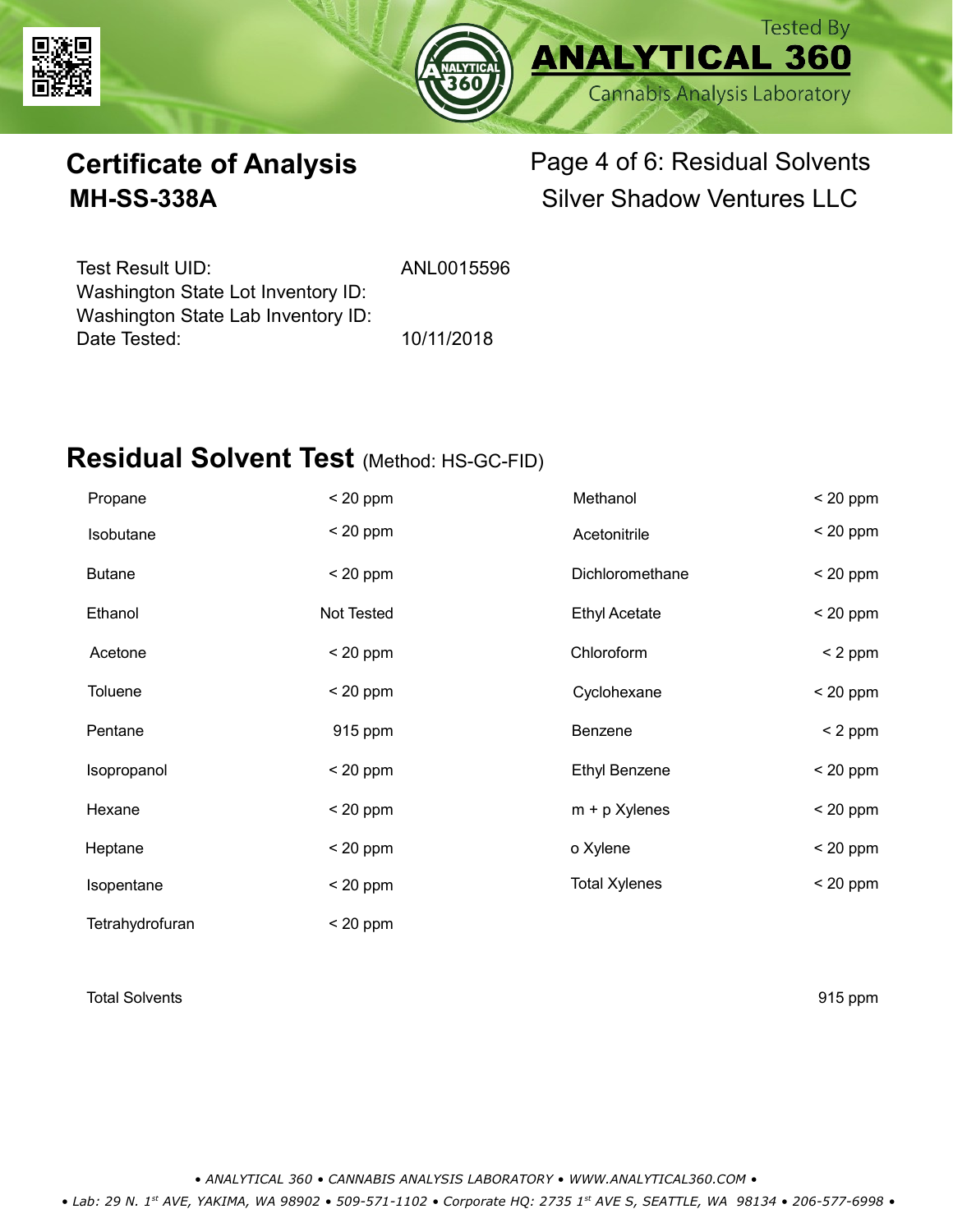# Certificate of Analysis

## MH-SS-338A

Page 4 of 6: Residual Solvents

Silver Shadow Ventures LLC

| | |
|---|---|
| Test Result UID: | ANL0015596 |
| Washington State Lot Inventory ID: | |
| Washington State Lab Inventory ID: | |
| Date Tested: | 10/11/2018 |

## Residual Solvent Test (Method: HS-GC-FID)

| Solvent | Result | Solvent | Result |
|---|---|---|---|
| Propane | < 20 ppm | Methanol | < 20 ppm |
| Isobutane | < 20 ppm | Acetonitrile | < 20 ppm |
| Butane | < 20 ppm | Dichloromethane | < 20 ppm |
| Ethanol | Not Tested | Ethyl Acetate | < 20 ppm |
| Acetone | < 20 ppm | Chloroform | < 2 ppm |
| Toluene | < 20 ppm | Cyclohexane | < 20 ppm |
| Pentane | 915 ppm | Benzene | < 2 ppm |
| Isopropanol | < 20 ppm | Ethyl Benzene | < 20 ppm |
| Hexane | < 20 ppm | m + p Xylenes | < 20 ppm |
| Heptane | < 20 ppm | o Xylene | < 20 ppm |
| Isopentane | < 20 ppm | Total Xylenes | < 20 ppm |
| Tetrahydrofuran | < 20 ppm | | |

Total Solvents: 915 ppm

• ANALYTICAL 360 • CANNABIS ANALYSIS LABORATORY • WWW.ANALYTICAL360.COM •

• Lab: 29 N. 1st AVE, YAKIMA, WA 98902 • 509-571-1102 • Corporate HQ: 2735 1st AVE S, SEATTLE, WA 98134 • 206-577-6998 •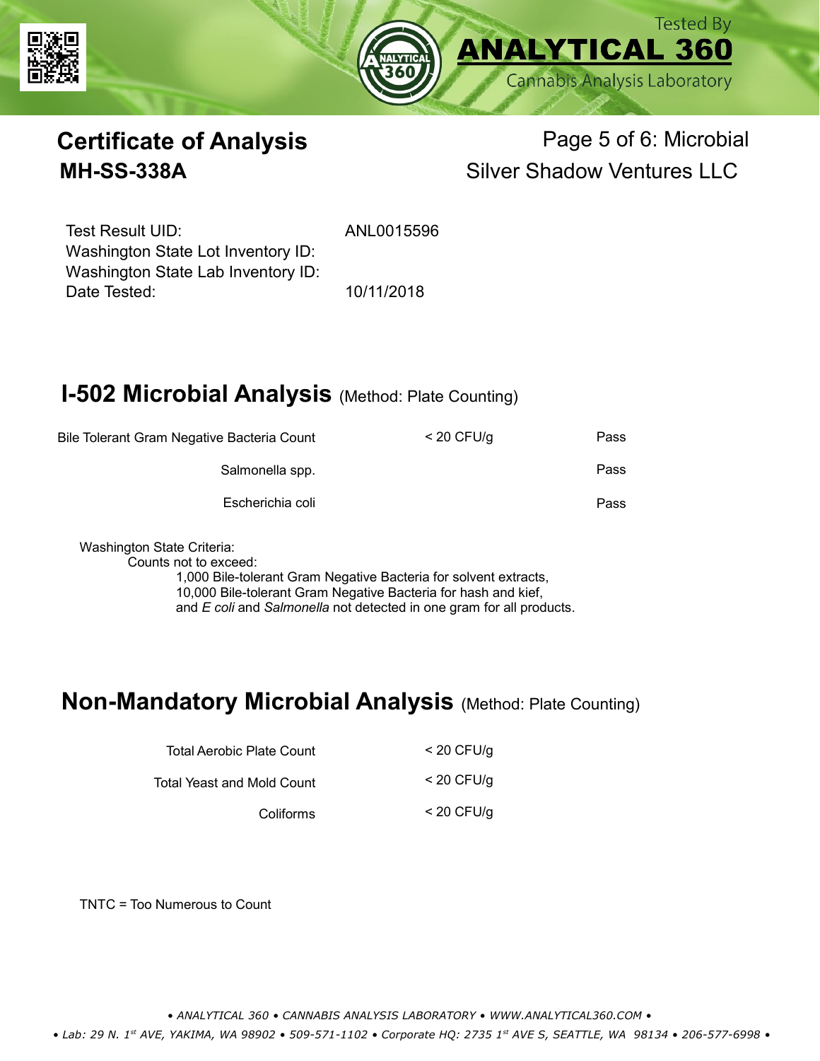# Certificate of Analysis

**MH-SS-338A**

Page 5 of 6: Microbial

Silver Shadow Ventures LLC

| | |
|---|---|
| Test Result UID: | ANL0015596 |
| Washington State Lot Inventory ID: | |
| Washington State Lab Inventory ID: | |
| Date Tested: | 10/11/2018 |

## I-502 Microbial Analysis (Method: Plate Counting)

| Analyte | Result | Status |
|---|---|---|
| Bile Tolerant Gram Negative Bacteria Count | < 20 CFU/g | Pass |
| Salmonella spp. | | Pass |
| Escherichia coli | | Pass |

Washington State Criteria:

Counts not to exceed:

1,000 Bile-tolerant Gram Negative Bacteria for solvent extracts,
10,000 Bile-tolerant Gram Negative Bacteria for hash and kief,
and *E coli* and *Salmonella* not detected in one gram for all products.

## Non-Mandatory Microbial Analysis (Method: Plate Counting)

| Analyte | Result |
|---|---|
| Total Aerobic Plate Count | < 20 CFU/g |
| Total Yeast and Mold Count | < 20 CFU/g |
| Coliforms | < 20 CFU/g |

TNTC = Too Numerous to Count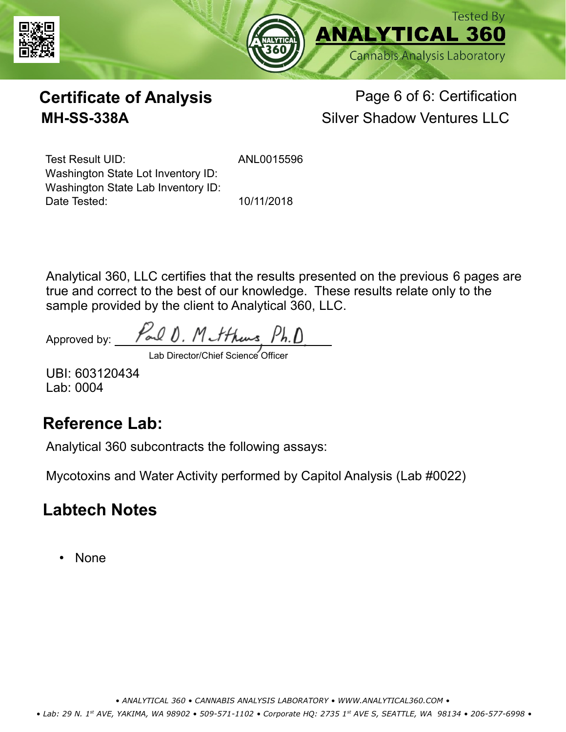Tested By
**ANALYTICAL 360**
Cannabis Analysis Laboratory

# Certificate of Analysis

**MH-SS-338A**

Page 6 of 6: Certification

Silver Shadow Ventures LLC

| | |
|---|---|
| Test Result UID: | ANL0015596 |
| Washington State Lot Inventory ID: | |
| Washington State Lab Inventory ID: | |
| Date Tested: | 10/11/2018 |

Analytical 360, LLC certifies that the results presented on the previous 6 pages are true and correct to the best of our knowledge. These results relate only to the sample provided by the client to Analytical 360, LLC.

Approved by: Paul D. Matthews, Ph.D

Lab Director/Chief Science Officer

UBI: 603120434
Lab: 0004

## Reference Lab:

Analytical 360 subcontracts the following assays:

Mycotoxins and Water Activity performed by Capitol Analysis (Lab #0022)

## Labtech Notes

- None

• ANALYTICAL 360 • CANNABIS ANALYSIS LABORATORY • WWW.ANALYTICAL360.COM •

• Lab: 29 N. 1st AVE, YAKIMA, WA 98902 • 509-571-1102 • Corporate HQ: 2735 1st AVE S, SEATTLE, WA 98134 • 206-577-6998 •